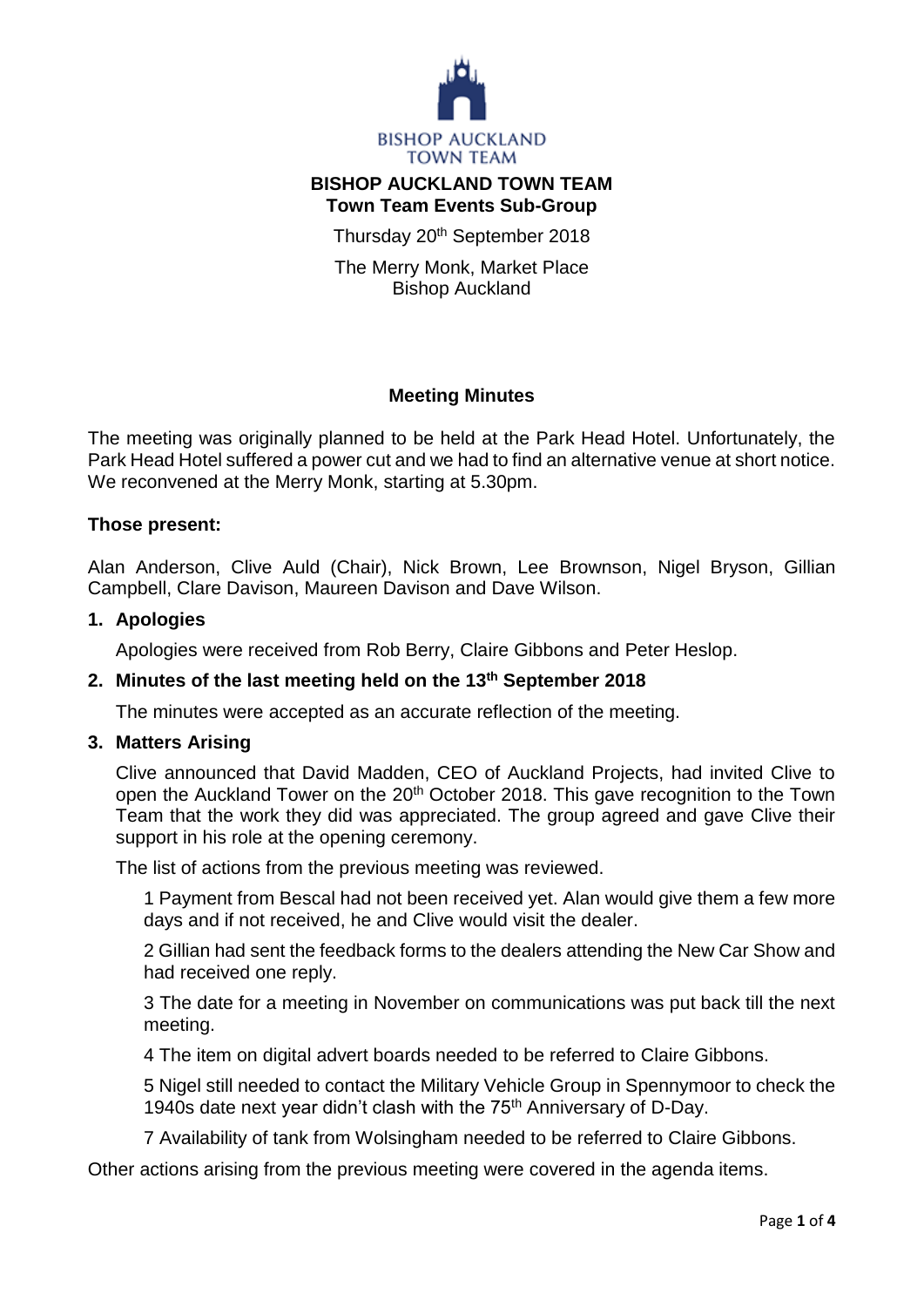BISHOP AUCKLAND TOWN TEAM

# BISHOP AUCKLAND TOWN TEAM
## Town Team Events Sub-Group

Thursday 20th September 2018

The Merry Monk, Market Place
Bishop Auckland

### Meeting Minutes

The meeting was originally planned to be held at the Park Head Hotel. Unfortunately, the Park Head Hotel suffered a power cut and we had to find an alternative venue at short notice. We reconvened at the Merry Monk, starting at 5.30pm.

**Those present:**

Alan Anderson, Clive Auld (Chair), Nick Brown, Lee Brownson, Nigel Bryson, Gillian Campbell, Clare Davison, Maureen Davison and Dave Wilson.

**1. Apologies**

Apologies were received from Rob Berry, Claire Gibbons and Peter Heslop.

**2. Minutes of the last meeting held on the 13th September 2018**

The minutes were accepted as an accurate reflection of the meeting.

**3. Matters Arising**

Clive announced that David Madden, CEO of Auckland Projects, had invited Clive to open the Auckland Tower on the 20th October 2018. This gave recognition to the Town Team that the work they did was appreciated. The group agreed and gave Clive their support in his role at the opening ceremony.

The list of actions from the previous meeting was reviewed.

1 Payment from Bescal had not been received yet. Alan would give them a few more days and if not received, he and Clive would visit the dealer.

2 Gillian had sent the feedback forms to the dealers attending the New Car Show and had received one reply.

3 The date for a meeting in November on communications was put back till the next meeting.

4 The item on digital advert boards needed to be referred to Claire Gibbons.

5 Nigel still needed to contact the Military Vehicle Group in Spennymoor to check the 1940s date next year didn't clash with the 75th Anniversary of D-Day.

7 Availability of tank from Wolsingham needed to be referred to Claire Gibbons.

Other actions arising from the previous meeting were covered in the agenda items.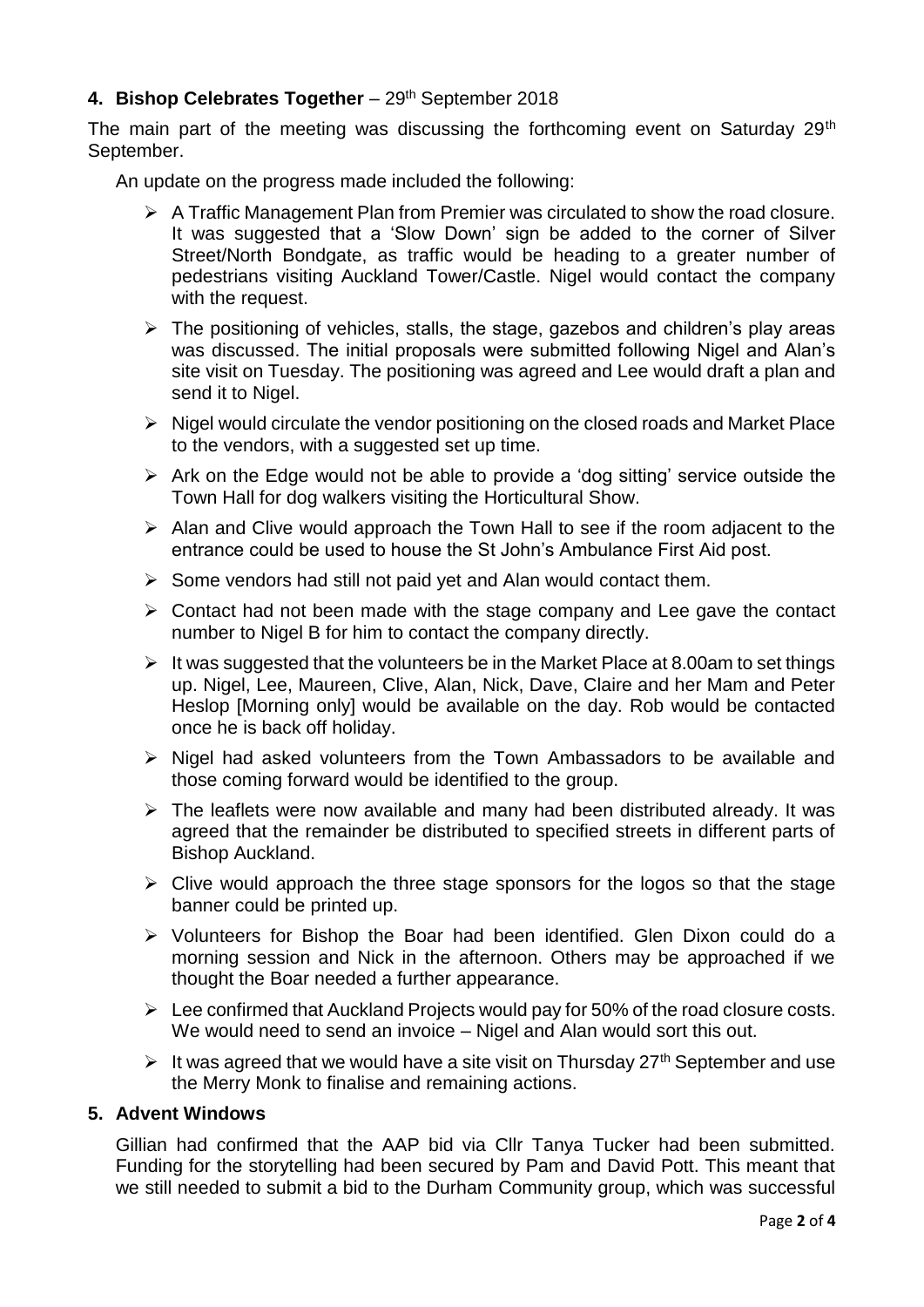## 4. Bishop Celebrates Together – 29th September 2018

The main part of the meeting was discussing the forthcoming event on Saturday 29th September.

An update on the progress made included the following:

- A Traffic Management Plan from Premier was circulated to show the road closure. It was suggested that a 'Slow Down' sign be added to the corner of Silver Street/North Bondgate, as traffic would be heading to a greater number of pedestrians visiting Auckland Tower/Castle. Nigel would contact the company with the request.
- The positioning of vehicles, stalls, the stage, gazebos and children's play areas was discussed. The initial proposals were submitted following Nigel and Alan's site visit on Tuesday. The positioning was agreed and Lee would draft a plan and send it to Nigel.
- Nigel would circulate the vendor positioning on the closed roads and Market Place to the vendors, with a suggested set up time.
- Ark on the Edge would not be able to provide a 'dog sitting' service outside the Town Hall for dog walkers visiting the Horticultural Show.
- Alan and Clive would approach the Town Hall to see if the room adjacent to the entrance could be used to house the St John's Ambulance First Aid post.
- Some vendors had still not paid yet and Alan would contact them.
- Contact had not been made with the stage company and Lee gave the contact number to Nigel B for him to contact the company directly.
- It was suggested that the volunteers be in the Market Place at 8.00am to set things up. Nigel, Lee, Maureen, Clive, Alan, Nick, Dave, Claire and her Mam and Peter Heslop [Morning only] would be available on the day. Rob would be contacted once he is back off holiday.
- Nigel had asked volunteers from the Town Ambassadors to be available and those coming forward would be identified to the group.
- The leaflets were now available and many had been distributed already. It was agreed that the remainder be distributed to specified streets in different parts of Bishop Auckland.
- Clive would approach the three stage sponsors for the logos so that the stage banner could be printed up.
- Volunteers for Bishop the Boar had been identified. Glen Dixon could do a morning session and Nick in the afternoon. Others may be approached if we thought the Boar needed a further appearance.
- Lee confirmed that Auckland Projects would pay for 50% of the road closure costs. We would need to send an invoice – Nigel and Alan would sort this out.
- It was agreed that we would have a site visit on Thursday 27th September and use the Merry Monk to finalise and remaining actions.

## 5. Advent Windows

Gillian had confirmed that the AAP bid via Cllr Tanya Tucker had been submitted. Funding for the storytelling had been secured by Pam and David Pott. This meant that we still needed to submit a bid to the Durham Community group, which was successful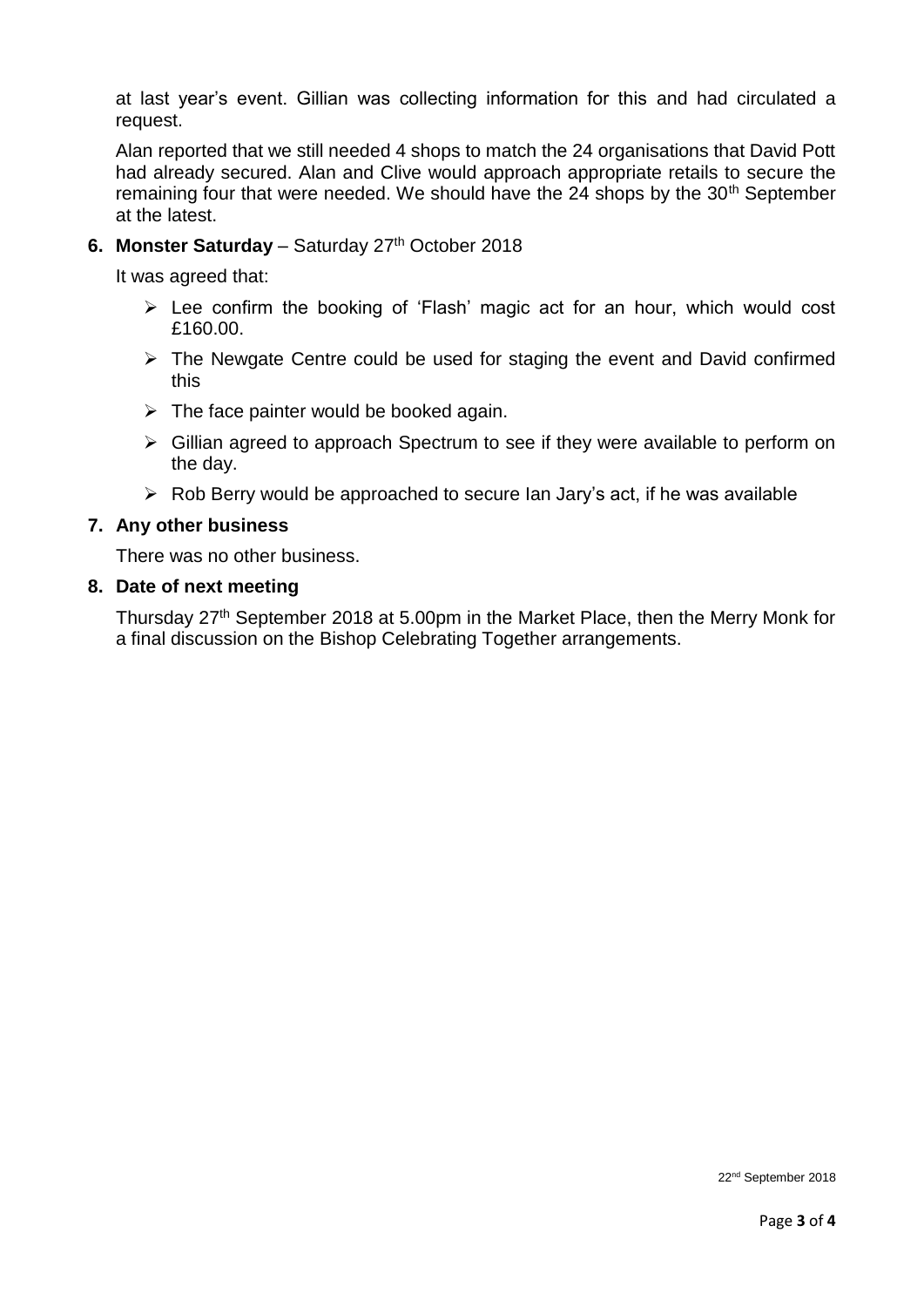at last year's event. Gillian was collecting information for this and had circulated a request.

Alan reported that we still needed 4 shops to match the 24 organisations that David Pott had already secured. Alan and Clive would approach appropriate retails to secure the remaining four that were needed. We should have the 24 shops by the 30th September at the latest.

**6. Monster Saturday** – Saturday 27th October 2018

It was agreed that:

- Lee confirm the booking of 'Flash' magic act for an hour, which would cost £160.00.
- The Newgate Centre could be used for staging the event and David confirmed this
- The face painter would be booked again.
- Gillian agreed to approach Spectrum to see if they were available to perform on the day.
- Rob Berry would be approached to secure Ian Jary's act, if he was available

**7. Any other business**

There was no other business.

**8. Date of next meeting**

Thursday 27th September 2018 at 5.00pm in the Market Place, then the Merry Monk for a final discussion on the Bishop Celebrating Together arrangements.

22nd September 2018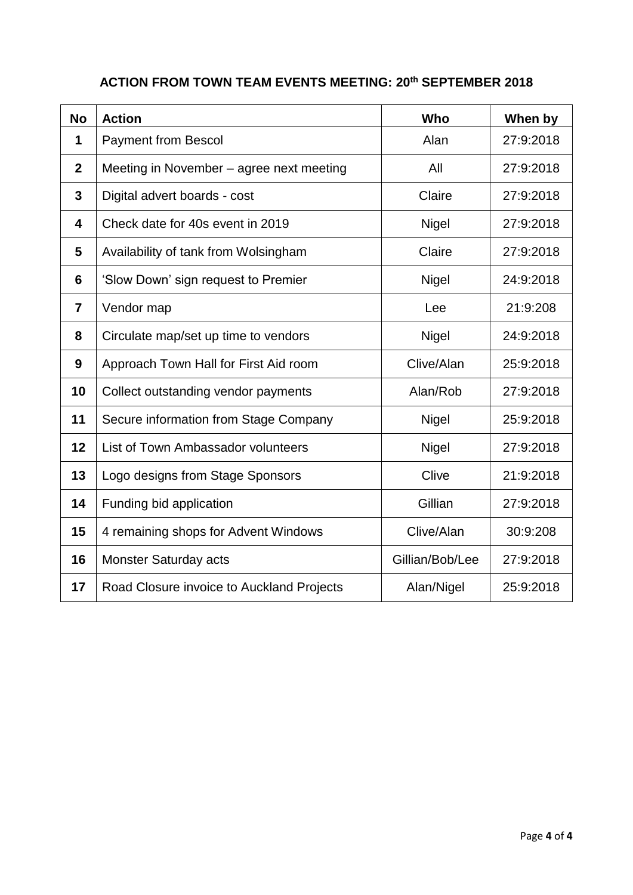**ACTION FROM TOWN TEAM EVENTS MEETING: 20th SEPTEMBER 2018**

| No | Action | Who | When by |
|---|---|---|---|
| 1 | Payment from Bescol | Alan | 27:9:2018 |
| 2 | Meeting in November – agree next meeting | All | 27:9:2018 |
| 3 | Digital advert boards - cost | Claire | 27:9:2018 |
| 4 | Check date for 40s event in 2019 | Nigel | 27:9:2018 |
| 5 | Availability of tank from Wolsingham | Claire | 27:9:2018 |
| 6 | 'Slow Down' sign request to Premier | Nigel | 24:9:2018 |
| 7 | Vendor map | Lee | 21:9:208 |
| 8 | Circulate map/set up time to vendors | Nigel | 24:9:2018 |
| 9 | Approach Town Hall for First Aid room | Clive/Alan | 25:9:2018 |
| 10 | Collect outstanding vendor payments | Alan/Rob | 27:9:2018 |
| 11 | Secure information from Stage Company | Nigel | 25:9:2018 |
| 12 | List of Town Ambassador volunteers | Nigel | 27:9:2018 |
| 13 | Logo designs from Stage Sponsors | Clive | 21:9:2018 |
| 14 | Funding bid application | Gillian | 27:9:2018 |
| 15 | 4 remaining shops for Advent Windows | Clive/Alan | 30:9:208 |
| 16 | Monster Saturday acts | Gillian/Bob/Lee | 27:9:2018 |
| 17 | Road Closure invoice to Auckland Projects | Alan/Nigel | 25:9:2018 |